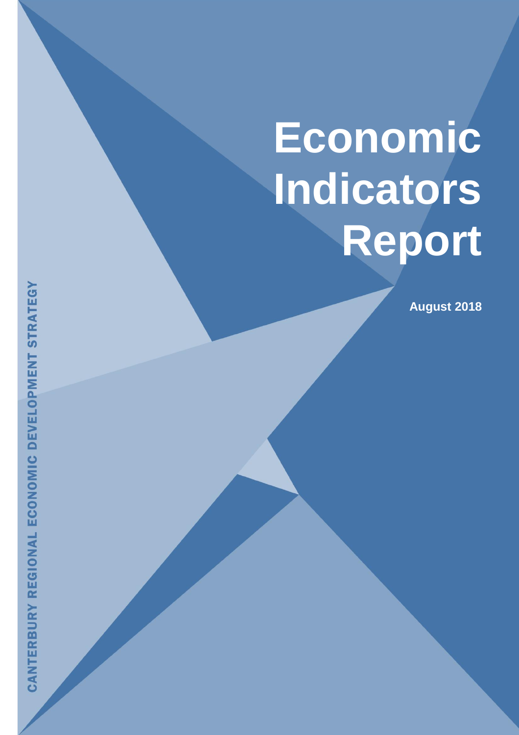CANTERBURY REGIONAL ECONOMIC DEVELOPMENT STRATEGY

# Economic Indicators Report

**August 2018**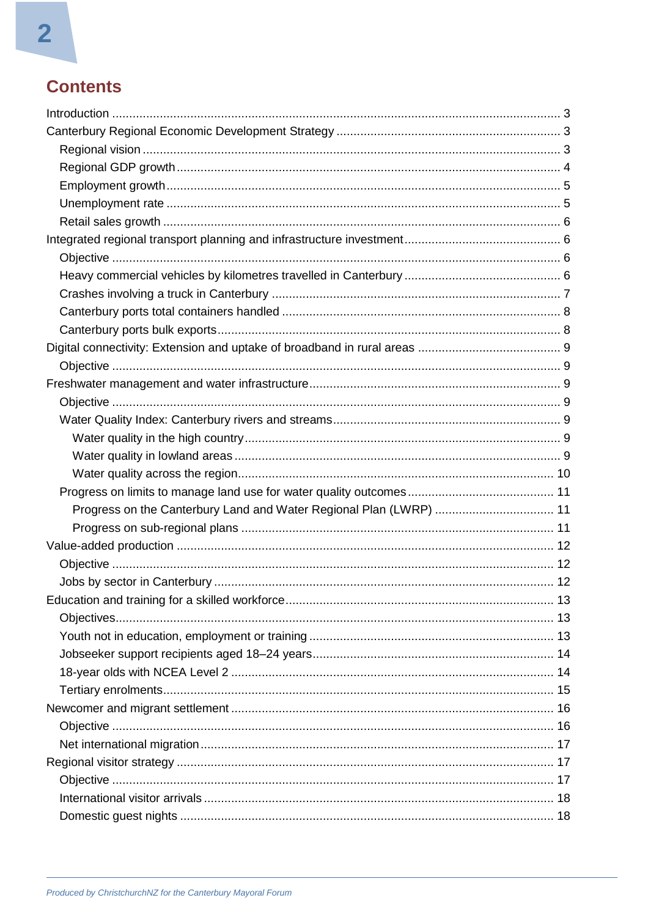## Contents

- Introduction ... 3
- Canterbury Regional Economic Development Strategy ... 3
  - Regional vision ... 3
  - Regional GDP growth ... 4
  - Employment growth ... 5
  - Unemployment rate ... 5
  - Retail sales growth ... 6
- Integrated regional transport planning and infrastructure investment ... 6
  - Objective ... 6
  - Heavy commercial vehicles by kilometres travelled in Canterbury ... 6
  - Crashes involving a truck in Canterbury ... 7
  - Canterbury ports total containers handled ... 8
  - Canterbury ports bulk exports ... 8
- Digital connectivity: Extension and uptake of broadband in rural areas ... 9
  - Objective ... 9
- Freshwater management and water infrastructure ... 9
  - Objective ... 9
  - Water Quality Index: Canterbury rivers and streams ... 9
    - Water quality in the high country ... 9
    - Water quality in lowland areas ... 9
    - Water quality across the region ... 10
  - Progress on limits to manage land use for water quality outcomes ... 11
    - Progress on the Canterbury Land and Water Regional Plan (LWRP) ... 11
    - Progress on sub-regional plans ... 11
- Value-added production ... 12
  - Objective ... 12
  - Jobs by sector in Canterbury ... 12
- Education and training for a skilled workforce ... 13
  - Objectives ... 13
  - Youth not in education, employment or training ... 13
  - Jobseeker support recipients aged 18–24 years ... 14
  - 18-year olds with NCEA Level 2 ... 14
  - Tertiary enrolments ... 15
- Newcomer and migrant settlement ... 16
  - Objective ... 16
  - Net international migration ... 17
- Regional visitor strategy ... 17
  - Objective ... 17
  - International visitor arrivals ... 18
  - Domestic guest nights ... 18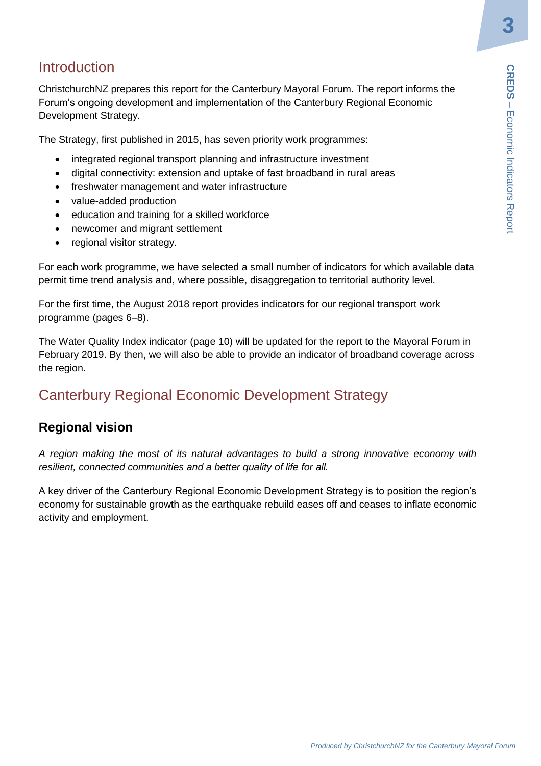## Introduction

ChristchurchNZ prepares this report for the Canterbury Mayoral Forum. The report informs the Forum's ongoing development and implementation of the Canterbury Regional Economic Development Strategy.

The Strategy, first published in 2015, has seven priority work programmes:

- integrated regional transport planning and infrastructure investment
- digital connectivity: extension and uptake of fast broadband in rural areas
- freshwater management and water infrastructure
- value-added production
- education and training for a skilled workforce
- newcomer and migrant settlement
- regional visitor strategy.

For each work programme, we have selected a small number of indicators for which available data permit time trend analysis and, where possible, disaggregation to territorial authority level.

For the first time, the August 2018 report provides indicators for our regional transport work programme (pages 6–8).

The Water Quality Index indicator (page 10) will be updated for the report to the Mayoral Forum in February 2019. By then, we will also be able to provide an indicator of broadband coverage across the region.

## Canterbury Regional Economic Development Strategy

### Regional vision

*A region making the most of its natural advantages to build a strong innovative economy with resilient, connected communities and a better quality of life for all.*

A key driver of the Canterbury Regional Economic Development Strategy is to position the region's economy for sustainable growth as the earthquake rebuild eases off and ceases to inflate economic activity and employment.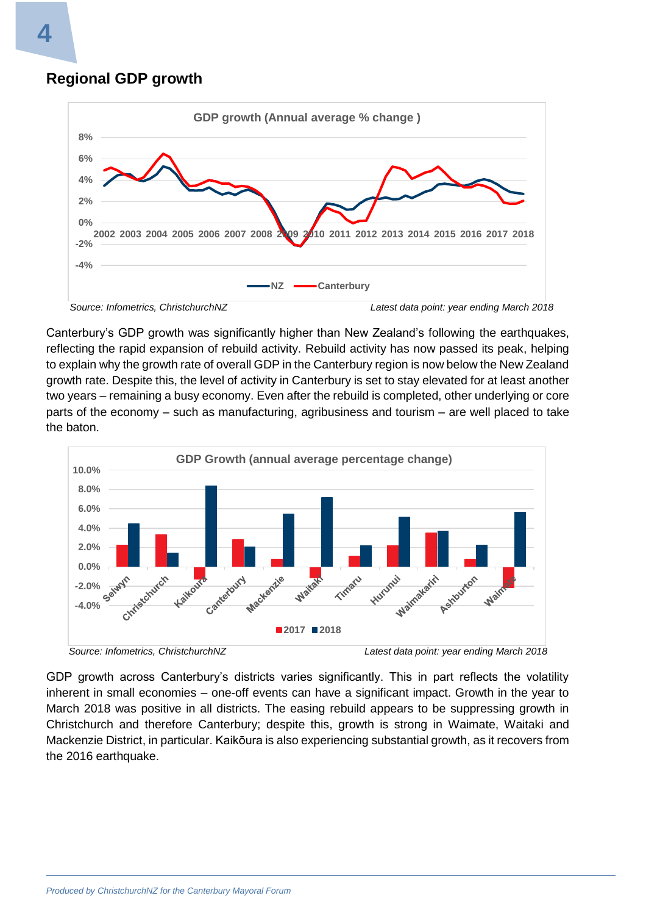## Regional GDP growth

Source: Infometrics, ChristchurchNZ Latest data point: year ending March 2018

Canterbury's GDP growth was significantly higher than New Zealand's following the earthquakes, reflecting the rapid expansion of rebuild activity. Rebuild activity has now passed its peak, helping to explain why the growth rate of overall GDP in the Canterbury region is now below the New Zealand growth rate. Despite this, the level of activity in Canterbury is set to stay elevated for at least another two years – remaining a busy economy. Even after the rebuild is completed, other underlying or core parts of the economy – such as manufacturing, agribusiness and tourism – are well placed to take the baton.

Source: Infometrics, ChristchurchNZ Latest data point: year ending March 2018

GDP growth across Canterbury's districts varies significantly. This in part reflects the volatility inherent in small economies – one-off events can have a significant impact. Growth in the year to March 2018 was positive in all districts. The easing rebuild appears to be suppressing growth in Christchurch and therefore Canterbury; despite this, growth is strong in Waimate, Waitaki and Mackenzie District, in particular. Kaikōura is also experiencing substantial growth, as it recovers from the 2016 earthquake.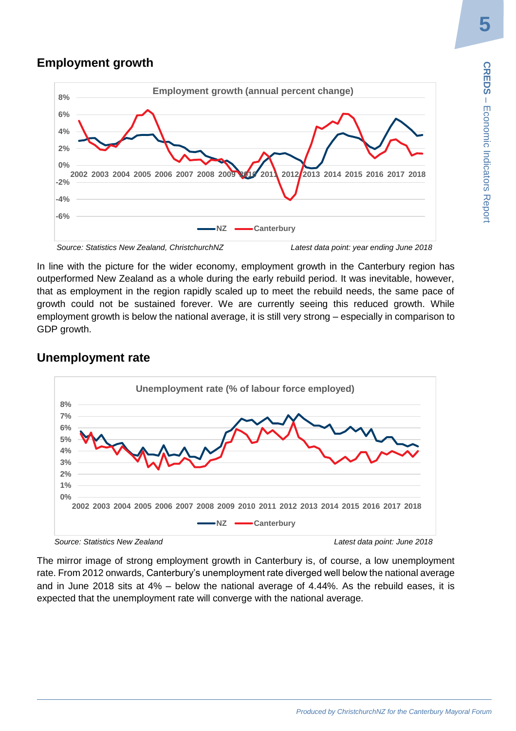## Employment growth

Source: Statistics New Zealand, ChristchurchNZ

Latest data point: year ending June 2018

In line with the picture for the wider economy, employment growth in the Canterbury region has outperformed New Zealand as a whole during the early rebuild period. It was inevitable, however, that as employment in the region rapidly scaled up to meet the rebuild needs, the same pace of growth could not be sustained forever. We are currently seeing this reduced growth. While employment growth is below the national average, it is still very strong – especially in comparison to GDP growth.

## Unemployment rate

Source: Statistics New Zealand

Latest data point: June 2018

The mirror image of strong employment growth in Canterbury is, of course, a low unemployment rate. From 2012 onwards, Canterbury's unemployment rate diverged well below the national average and in June 2018 sits at 4% – below the national average of 4.44%. As the rebuild eases, it is expected that the unemployment rate will converge with the national average.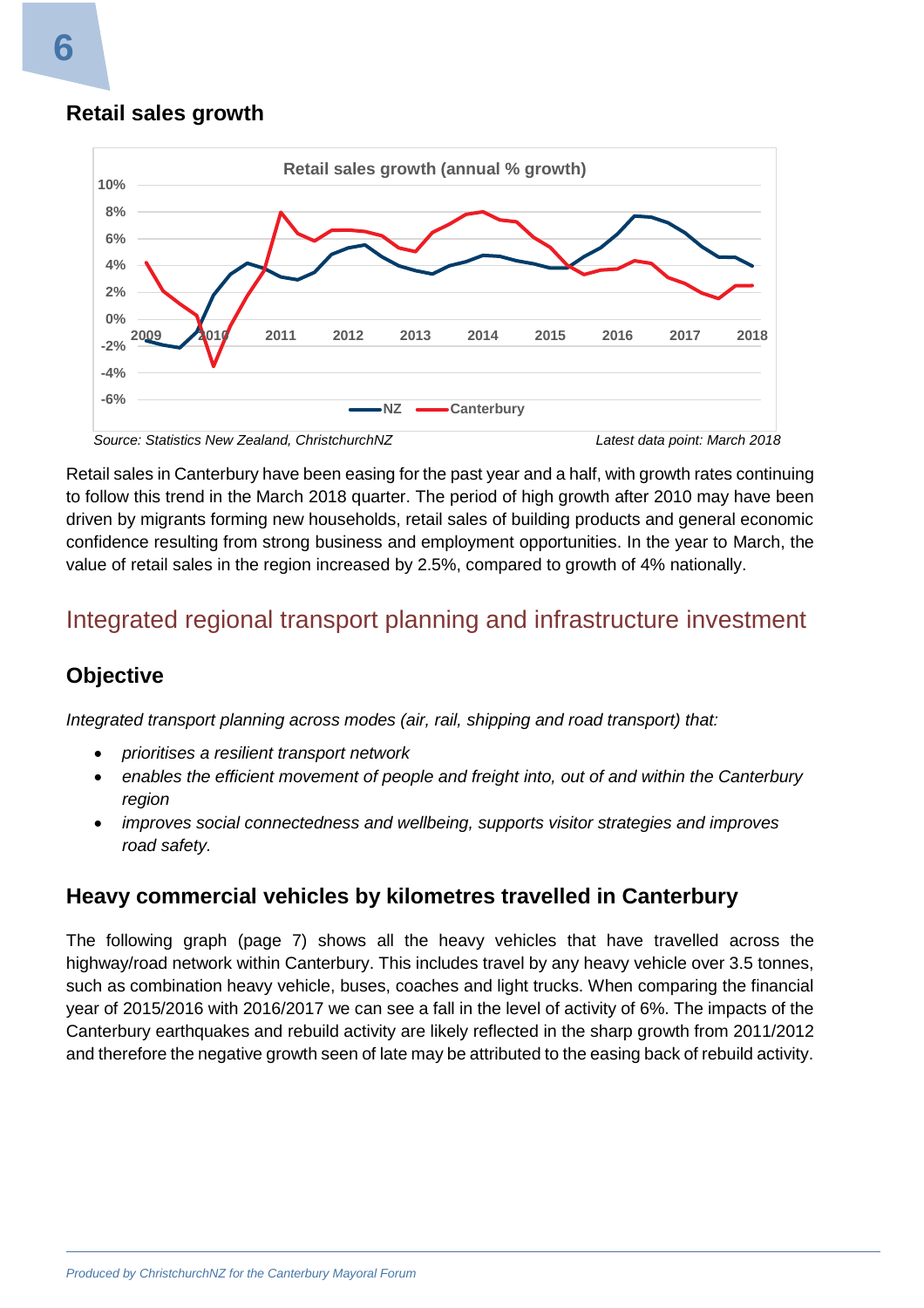## Retail sales growth

Source: Statistics New Zealand, ChristchurchNZ                                        Latest data point: March 2018

Retail sales in Canterbury have been easing for the past year and a half, with growth rates continuing to follow this trend in the March 2018 quarter. The period of high growth after 2010 may have been driven by migrants forming new households, retail sales of building products and general economic confidence resulting from strong business and employment opportunities. In the year to March, the value of retail sales in the region increased by 2.5%, compared to growth of 4% nationally.

# Integrated regional transport planning and infrastructure investment

## Objective

*Integrated transport planning across modes (air, rail, shipping and road transport) that:*

- *prioritises a resilient transport network*
- *enables the efficient movement of people and freight into, out of and within the Canterbury region*
- *improves social connectedness and wellbeing, supports visitor strategies and improves road safety.*

## Heavy commercial vehicles by kilometres travelled in Canterbury

The following graph (page 7) shows all the heavy vehicles that have travelled across the highway/road network within Canterbury. This includes travel by any heavy vehicle over 3.5 tonnes, such as combination heavy vehicle, buses, coaches and light trucks. When comparing the financial year of 2015/2016 with 2016/2017 we can see a fall in the level of activity of 6%. The impacts of the Canterbury earthquakes and rebuild activity are likely reflected in the sharp growth from 2011/2012 and therefore the negative growth seen of late may be attributed to the easing back of rebuild activity.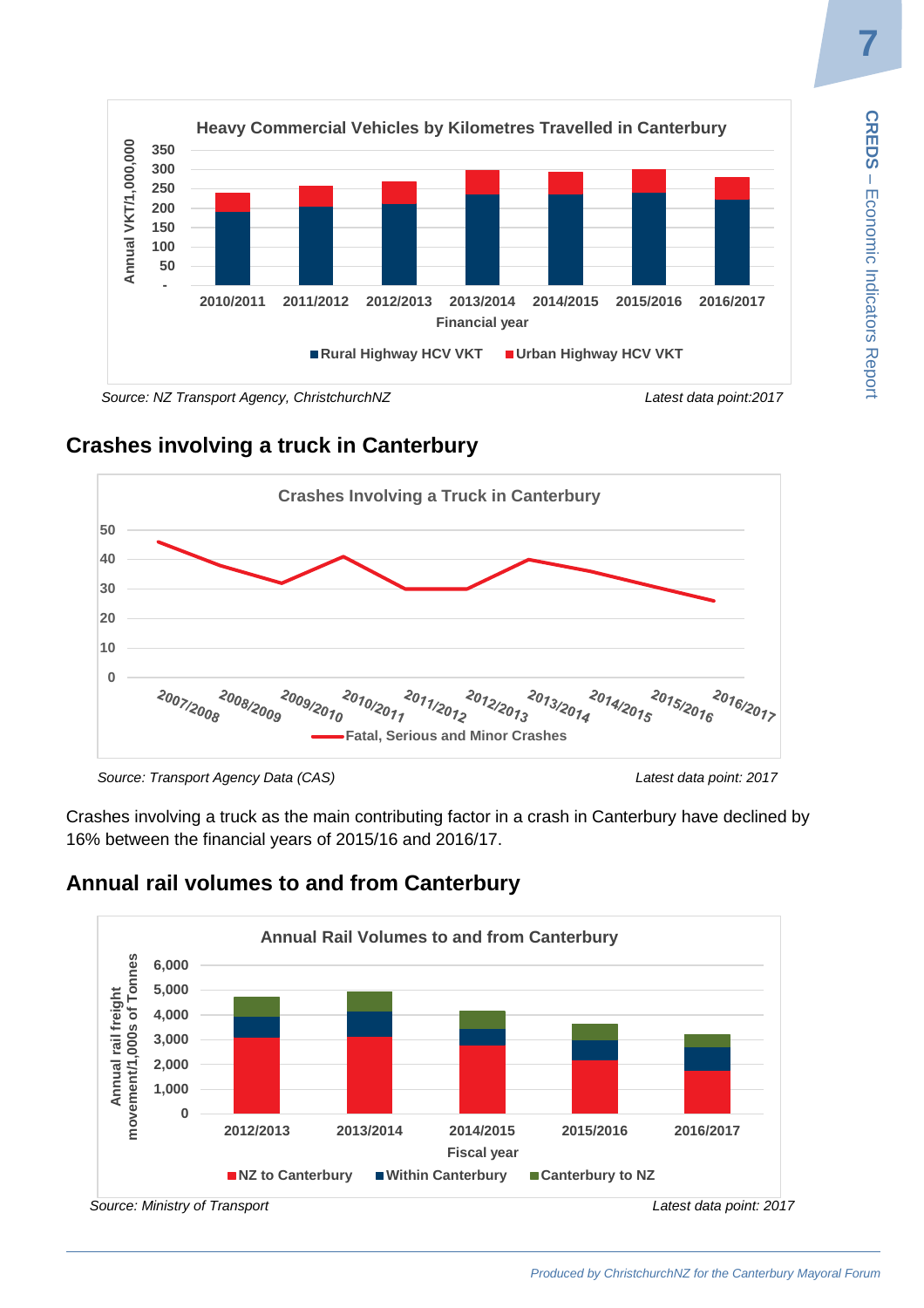Heavy Commercial Vehicles by Kilometres Travelled in Canterbury

Source: NZ Transport Agency, ChristchurchNZ

Latest data point:2017

## Crashes involving a truck in Canterbury

Crashes Involving a Truck in Canterbury

Source: Transport Agency Data (CAS)

Latest data point: 2017

Crashes involving a truck as the main contributing factor in a crash in Canterbury have declined by 16% between the financial years of 2015/16 and 2016/17.

## Annual rail volumes to and from Canterbury

Annual Rail Volumes to and from Canterbury

Source: Ministry of Transport

Latest data point: 2017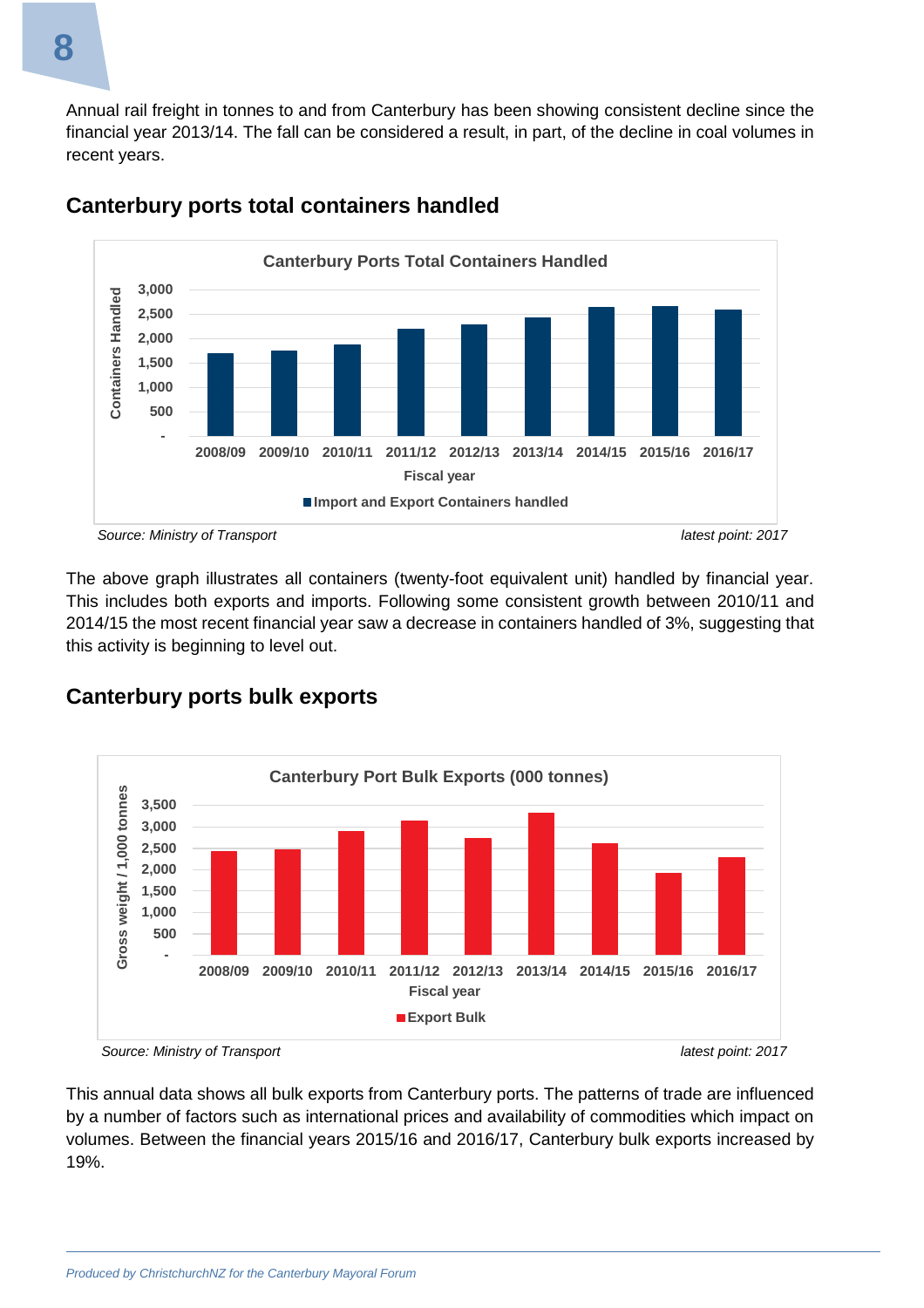Annual rail freight in tonnes to and from Canterbury has been showing consistent decline since the financial year 2013/14. The fall can be considered a result, in part, of the decline in coal volumes in recent years.

## Canterbury ports total containers handled

Source: Ministry of Transport latest point: 2017

The above graph illustrates all containers (twenty-foot equivalent unit) handled by financial year. This includes both exports and imports. Following some consistent growth between 2010/11 and 2014/15 the most recent financial year saw a decrease in containers handled of 3%, suggesting that this activity is beginning to level out.

## Canterbury ports bulk exports

Source: Ministry of Transport latest point: 2017

This annual data shows all bulk exports from Canterbury ports. The patterns of trade are influenced by a number of factors such as international prices and availability of commodities which impact on volumes. Between the financial years 2015/16 and 2016/17, Canterbury bulk exports increased by 19%.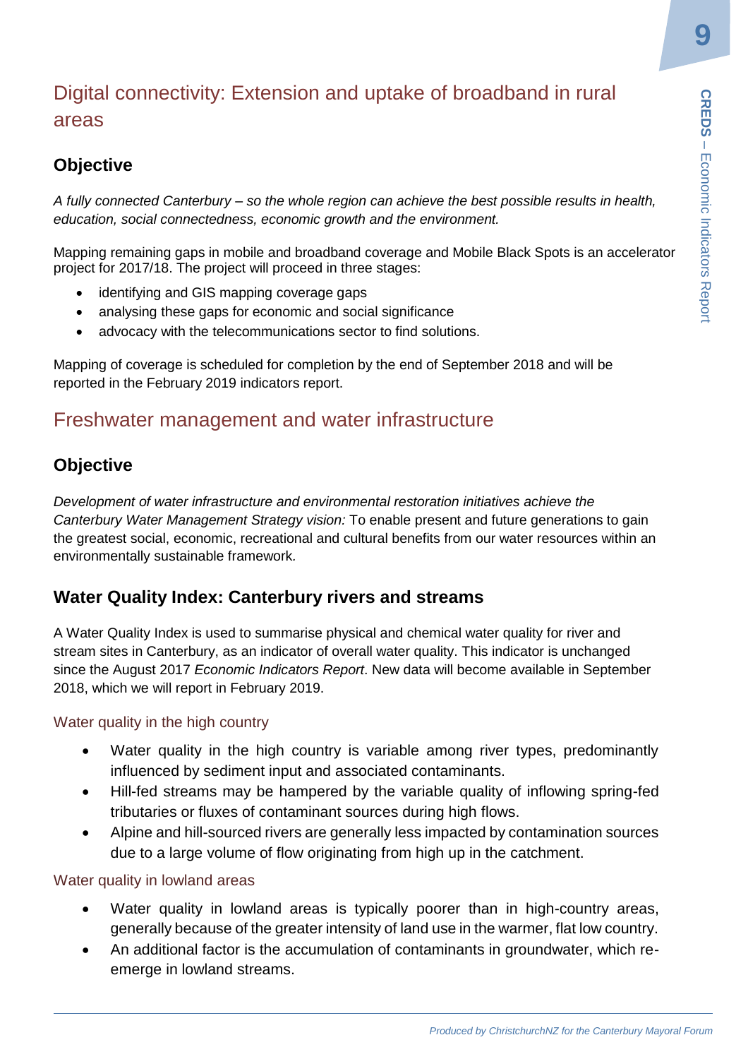## Digital connectivity: Extension and uptake of broadband in rural areas

### Objective

*A fully connected Canterbury – so the whole region can achieve the best possible results in health, education, social connectedness, economic growth and the environment.*

Mapping remaining gaps in mobile and broadband coverage and Mobile Black Spots is an accelerator project for 2017/18. The project will proceed in three stages:

- identifying and GIS mapping coverage gaps
- analysing these gaps for economic and social significance
- advocacy with the telecommunications sector to find solutions.

Mapping of coverage is scheduled for completion by the end of September 2018 and will be reported in the February 2019 indicators report.

## Freshwater management and water infrastructure

### Objective

*Development of water infrastructure and environmental restoration initiatives achieve the Canterbury Water Management Strategy vision:* To enable present and future generations to gain the greatest social, economic, recreational and cultural benefits from our water resources within an environmentally sustainable framework.

### Water Quality Index: Canterbury rivers and streams

A Water Quality Index is used to summarise physical and chemical water quality for river and stream sites in Canterbury, as an indicator of overall water quality. This indicator is unchanged since the August 2017 *Economic Indicators Report*. New data will become available in September 2018, which we will report in February 2019.

#### Water quality in the high country

- Water quality in the high country is variable among river types, predominantly influenced by sediment input and associated contaminants.
- Hill-fed streams may be hampered by the variable quality of inflowing spring-fed tributaries or fluxes of contaminant sources during high flows.
- Alpine and hill-sourced rivers are generally less impacted by contamination sources due to a large volume of flow originating from high up in the catchment.

#### Water quality in lowland areas

- Water quality in lowland areas is typically poorer than in high-country areas, generally because of the greater intensity of land use in the warmer, flat low country.
- An additional factor is the accumulation of contaminants in groundwater, which re-emerge in lowland streams.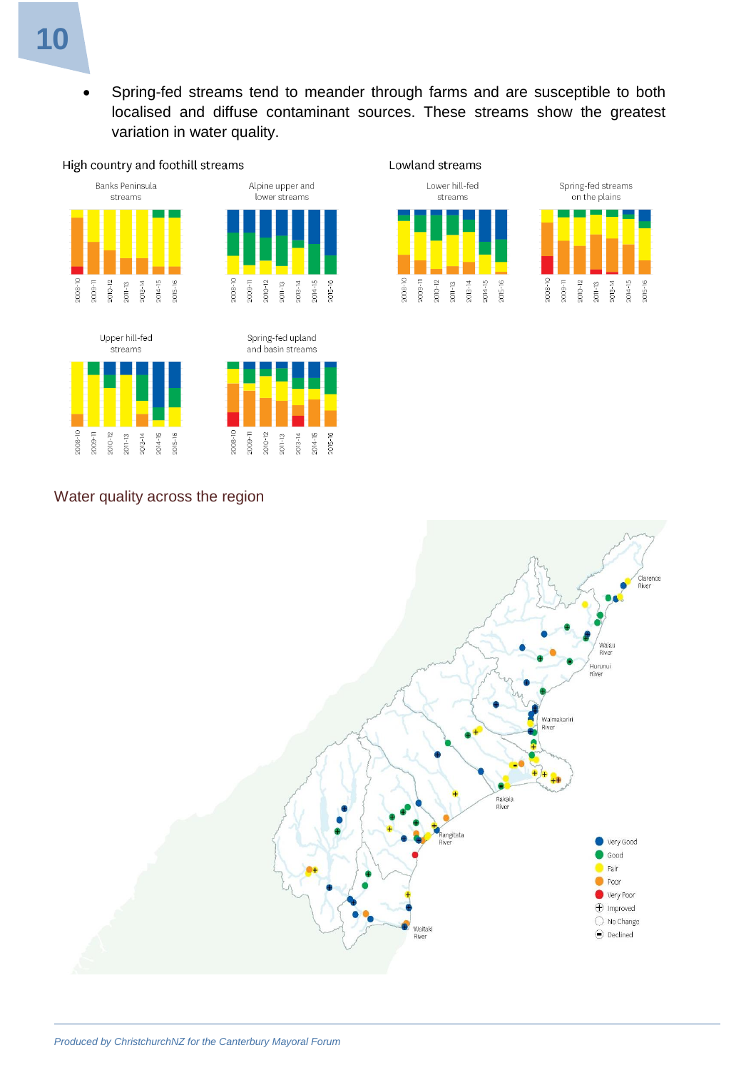- Spring-fed streams tend to meander through farms and are susceptible to both localised and diffuse contaminant sources. These streams show the greatest variation in water quality.

High country and foothill streams

Banks Peninsula streams

Alpine upper and lower streams

Upper hill-fed streams

Spring-fed upland and basin streams

Lowland streams

Lower hill-fed streams

Spring-fed streams on the plains

## Water quality across the region

*Produced by ChristchurchNZ for the Canterbury Mayoral Forum*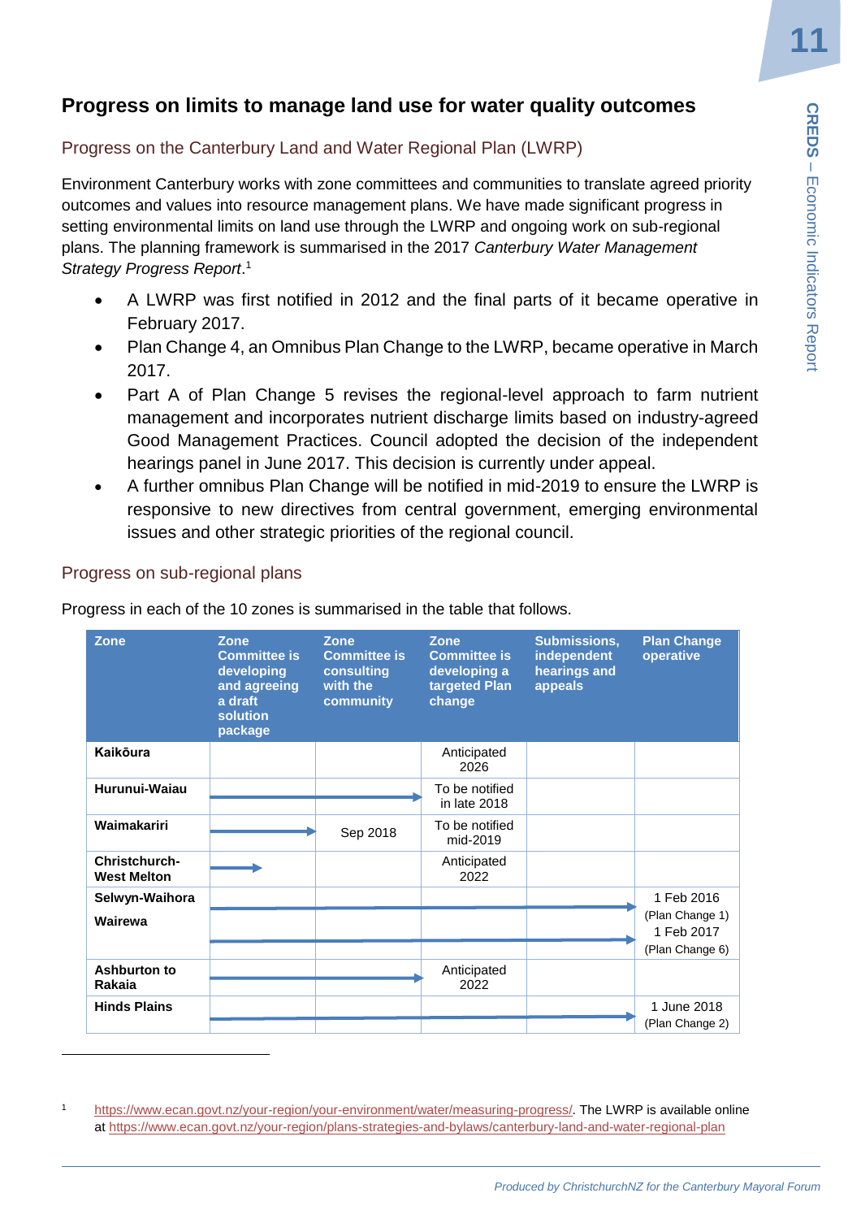## Progress on limits to manage land use for water quality outcomes

### Progress on the Canterbury Land and Water Regional Plan (LWRP)

Environment Canterbury works with zone committees and communities to translate agreed priority outcomes and values into resource management plans. We have made significant progress in setting environmental limits on land use through the LWRP and ongoing work on sub-regional plans. The planning framework is summarised in the 2017 *Canterbury Water Management Strategy Progress Report*.[1]

- A LWRP was first notified in 2012 and the final parts of it became operative in February 2017.
- Plan Change 4, an Omnibus Plan Change to the LWRP, became operative in March 2017.
- Part A of Plan Change 5 revises the regional-level approach to farm nutrient management and incorporates nutrient discharge limits based on industry-agreed Good Management Practices. Council adopted the decision of the independent hearings panel in June 2017. This decision is currently under appeal.
- A further omnibus Plan Change will be notified in mid-2019 to ensure the LWRP is responsive to new directives from central government, emerging environmental issues and other strategic priorities of the regional council.

### Progress on sub-regional plans

Progress in each of the 10 zones is summarised in the table that follows.

| Zone | Zone Committee is developing and agreeing a draft solution package | Zone Committee is consulting with the community | Zone Committee developing a targeted Plan change | Submissions, independent hearings and appeals | Plan Change operative |
|---|---|---|---|---|---|
| Kaikōura | | | Anticipated 2026 | | |
| Hurunui-Waiau | → | → | To be notified in late 2018 | | |
| Waimakariri | → | Sep 2018 | To be notified mid-2019 | | |
| Christchurch-West Melton | → | | Anticipated 2022 | | |
| Selwyn-Waihora | → | → | → | → | 1 Feb 2016 (Plan Change 1) |
| Wairewa | → | → | → | → | 1 Feb 2017 (Plan Change 6) |
| Ashburton to Rakaia | → | → | Anticipated 2022 | | |
| Hinds Plains | → | → | → | → | 1 June 2018 (Plan Change 2) |

[1] https://www.ecan.govt.nz/your-region/your-environment/water/measuring-progress/. The LWRP is available online at https://www.ecan.govt.nz/your-region/plans-strategies-and-bylaws/canterbury-land-and-water-regional-plan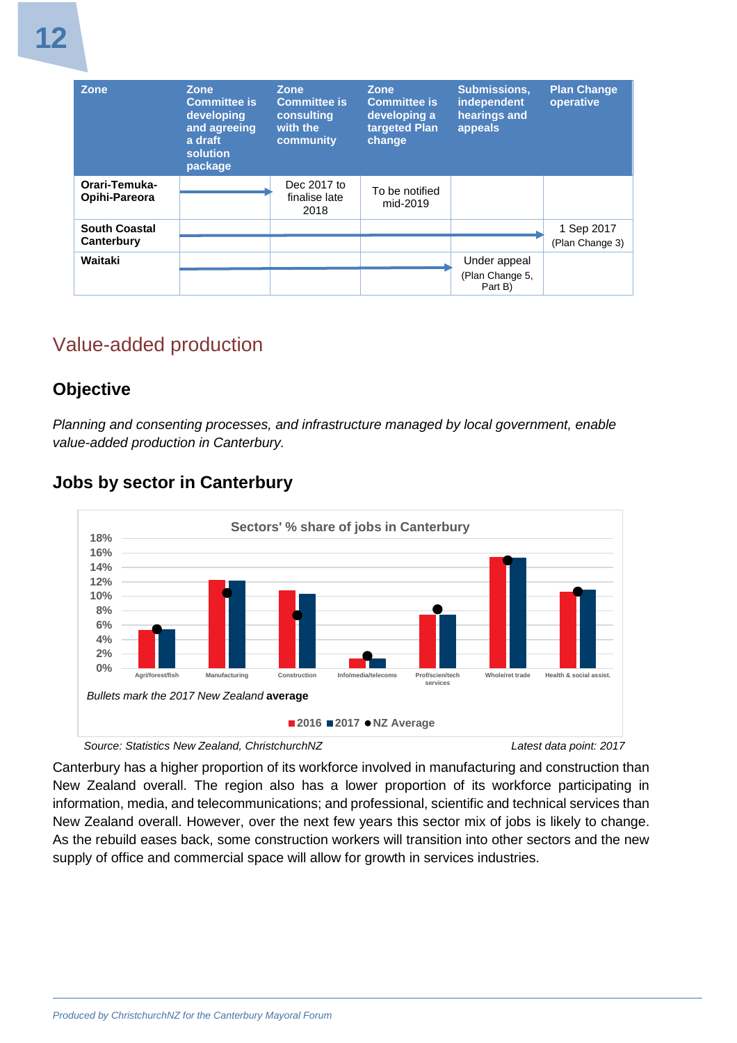| Zone | Zone Committee is developing and agreeing a draft solution package | Zone Committee is consulting with the community | Zone Committee is developing a targeted Plan change | Submissions, independent hearings and appeals | Plan Change operative |
|---|---|---|---|---|---|
| **Orari-Temuka-Opihi-Pareora** | → | Dec 2017 to finalise late 2018 | To be notified mid-2019 | | |
| **South Coastal Canterbury** | → | → | → | → | 1 Sep 2017 (Plan Change 3) |
| **Waitaki** | → | → | → | Under appeal (Plan Change 5, Part B) | |

## Value-added production

### Objective

*Planning and consenting processes, and infrastructure managed by local government, enable value-added production in Canterbury.*

### Jobs by sector in Canterbury

**Sectors' % share of jobs in Canterbury**

*Bullets mark the 2017 New Zealand* **average**

■2016 ■2017 ●NZ Average

*Source: Statistics New Zealand, ChristchurchNZ* *Latest data point: 2017*

Canterbury has a higher proportion of its workforce involved in manufacturing and construction than New Zealand overall. The region also has a lower proportion of its workforce participating in information, media, and telecommunications; and professional, scientific and technical services than New Zealand overall. However, over the next few years this sector mix of jobs is likely to change. As the rebuild eases back, some construction workers will transition into other sectors and the new supply of office and commercial space will allow for growth in services industries.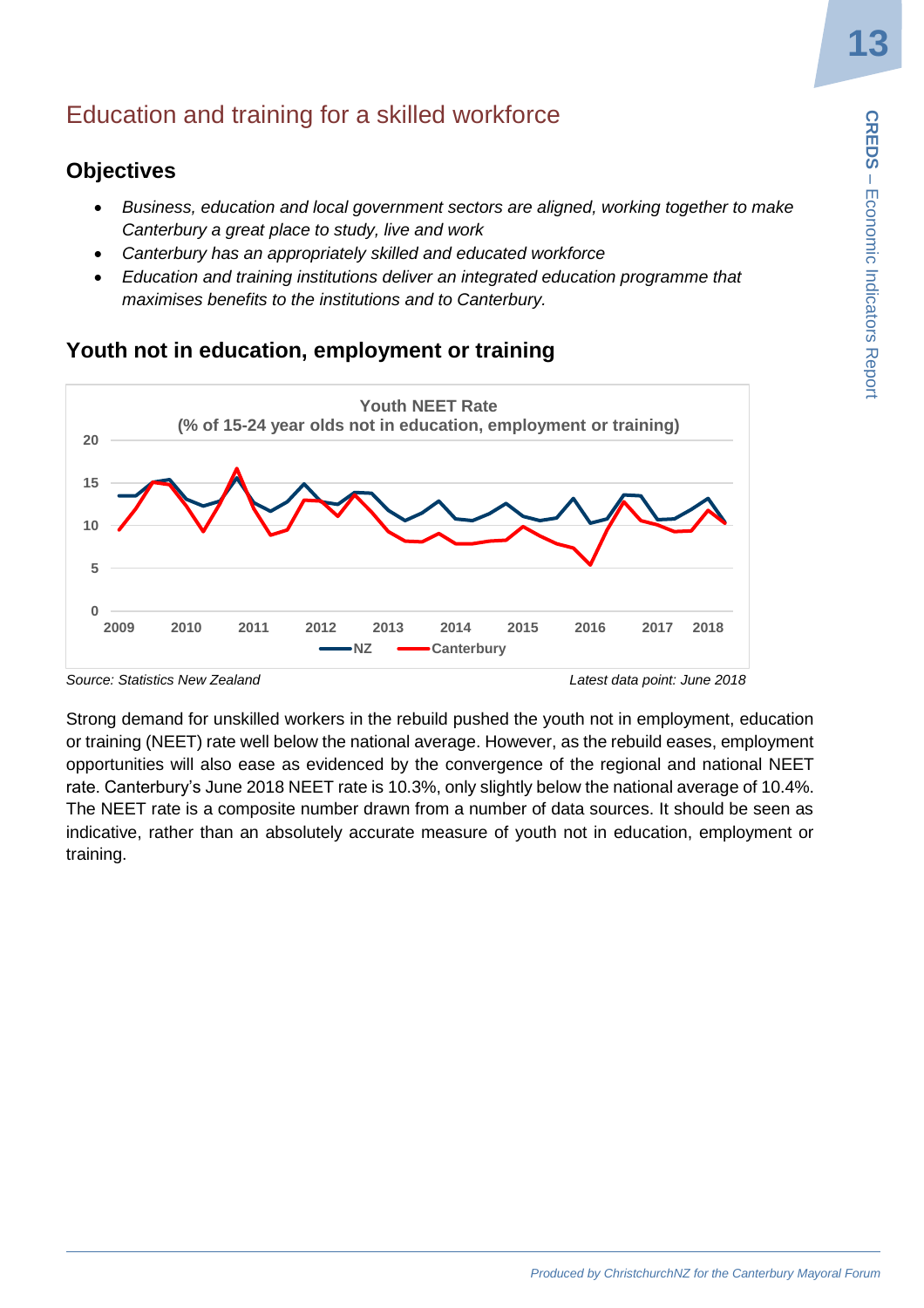## Education and training for a skilled workforce

### Objectives

- *Business, education and local government sectors are aligned, working together to make Canterbury a great place to study, live and work*
- *Canterbury has an appropriately skilled and educated workforce*
- *Education and training institutions deliver an integrated education programme that maximises benefits to the institutions and to Canterbury.*

### Youth not in education, employment or training

*Source: Statistics New Zealand* *Latest data point: June 2018*

Strong demand for unskilled workers in the rebuild pushed the youth not in employment, education or training (NEET) rate well below the national average. However, as the rebuild eases, employment opportunities will also ease as evidenced by the convergence of the regional and national NEET rate. Canterbury's June 2018 NEET rate is 10.3%, only slightly below the national average of 10.4%. The NEET rate is a composite number drawn from a number of data sources. It should be seen as indicative, rather than an absolutely accurate measure of youth not in education, employment or training.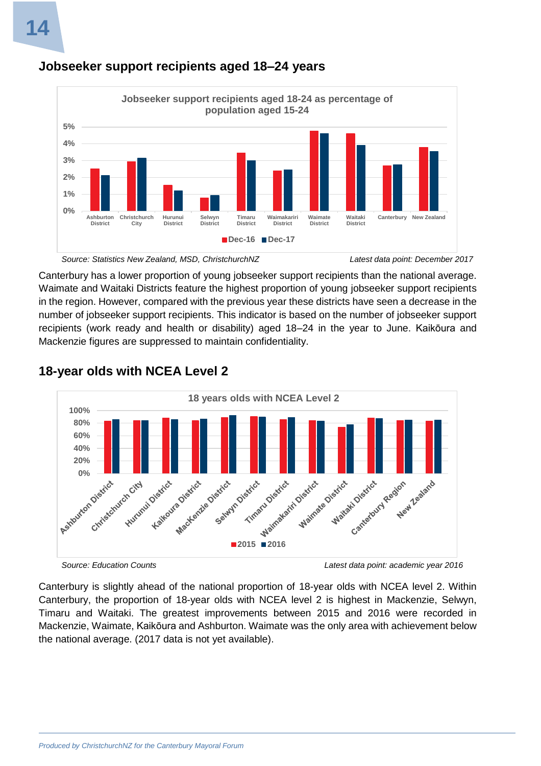## Jobseeker support recipients aged 18–24 years

**Jobseeker support recipients aged 18-24 as percentage of population aged 15-24**

*Source: Statistics New Zealand, MSD, ChristchurchNZ* *Latest data point: December 2017*

Canterbury has a lower proportion of young jobseeker support recipients than the national average. Waimate and Waitaki Districts feature the highest proportion of young jobseeker support recipients in the region. However, compared with the previous year these districts have seen a decrease in the number of jobseeker support recipients. This indicator is based on the number of jobseeker support recipients (work ready and health or disability) aged 18–24 in the year to June. Kaikōura and Mackenzie figures are suppressed to maintain confidentiality.

## 18-year olds with NCEA Level 2

**18 years olds with NCEA Level 2**

*Source: Education Counts* *Latest data point: academic year 2016*

Canterbury is slightly ahead of the national proportion of 18-year olds with NCEA level 2. Within Canterbury, the proportion of 18-year olds with NCEA level 2 is highest in Mackenzie, Selwyn, Timaru and Waitaki. The greatest improvements between 2015 and 2016 were recorded in Mackenzie, Waimate, Kaikōura and Ashburton. Waimate was the only area with achievement below the national average. (2017 data is not yet available).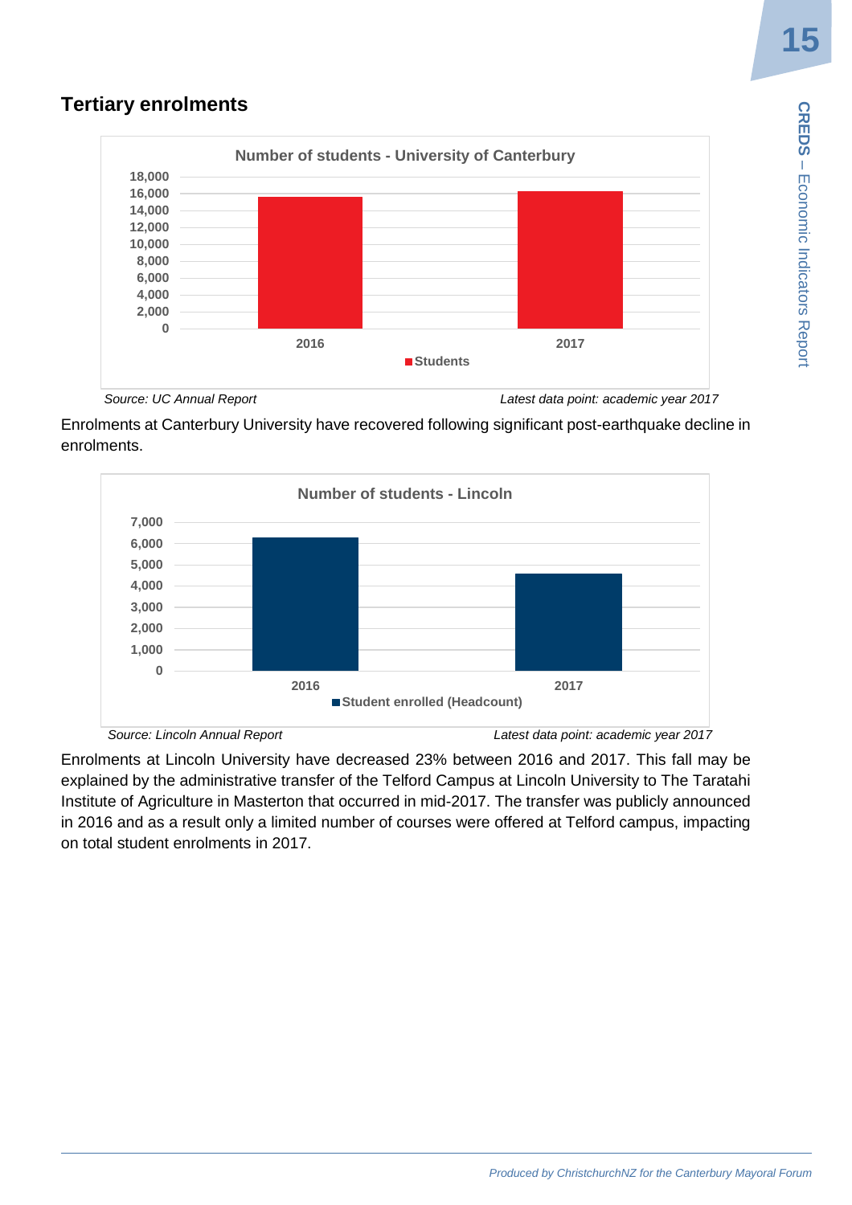## Tertiary enrolments

**Number of students - University of Canterbury**

Source: UC Annual Report | Latest data point: academic year 2017

Enrolments at Canterbury University have recovered following significant post-earthquake decline in enrolments.

**Number of students - Lincoln**

Source: Lincoln Annual Report | Latest data point: academic year 2017

Enrolments at Lincoln University have decreased 23% between 2016 and 2017. This fall may be explained by the administrative transfer of the Telford Campus at Lincoln University to The Taratahi Institute of Agriculture in Masterton that occurred in mid-2017. The transfer was publicly announced in 2016 and as a result only a limited number of courses were offered at Telford campus, impacting on total student enrolments in 2017.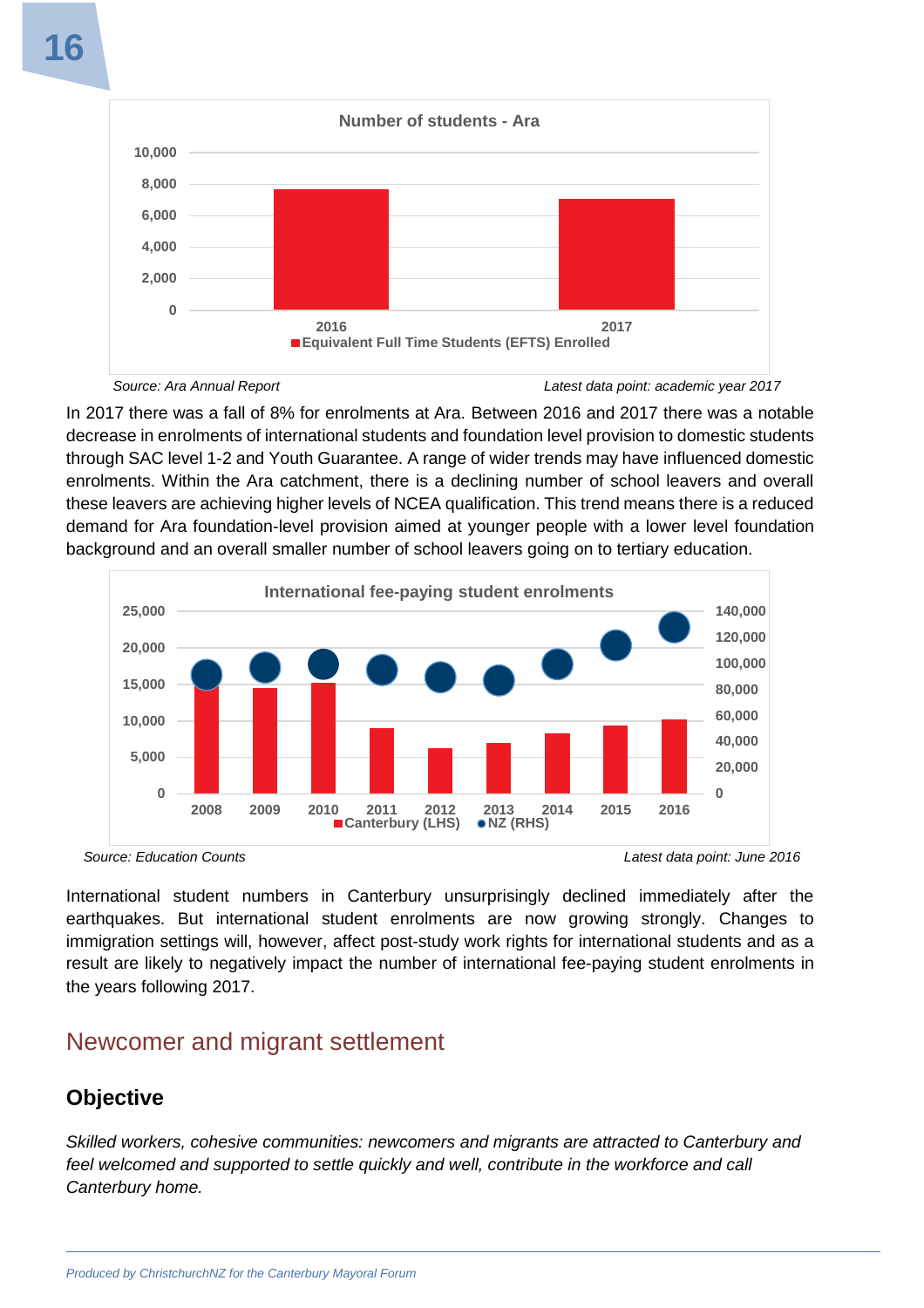**Number of students - Ara**

Equivalent Full Time Students (EFTS) Enrolled — 2016, 2017

*Source: Ara Annual Report* *Latest data point: academic year 2017*

In 2017 there was a fall of 8% for enrolments at Ara. Between 2016 and 2017 there was a notable decrease in enrolments of international students and foundation level provision to domestic students through SAC level 1-2 and Youth Guarantee. A range of wider trends may have influenced domestic enrolments. Within the Ara catchment, there is a declining number of school leavers and overall these leavers are achieving higher levels of NCEA qualification. This trend means there is a reduced demand for Ara foundation-level provision aimed at younger people with a lower level foundation background and an overall smaller number of school leavers going on to tertiary education.

**International fee-paying student enrolments**

Canterbury (LHS), NZ (RHS) — 2008 to 2016

*Source: Education Counts* *Latest data point: June 2016*

International student numbers in Canterbury unsurprisingly declined immediately after the earthquakes. But international student enrolments are now growing strongly. Changes to immigration settings will, however, affect post-study work rights for international students and as a result are likely to negatively impact the number of international fee-paying student enrolments in the years following 2017.

## Newcomer and migrant settlement

### Objective

*Skilled workers, cohesive communities: newcomers and migrants are attracted to Canterbury and feel welcomed and supported to settle quickly and well, contribute in the workforce and call Canterbury home.*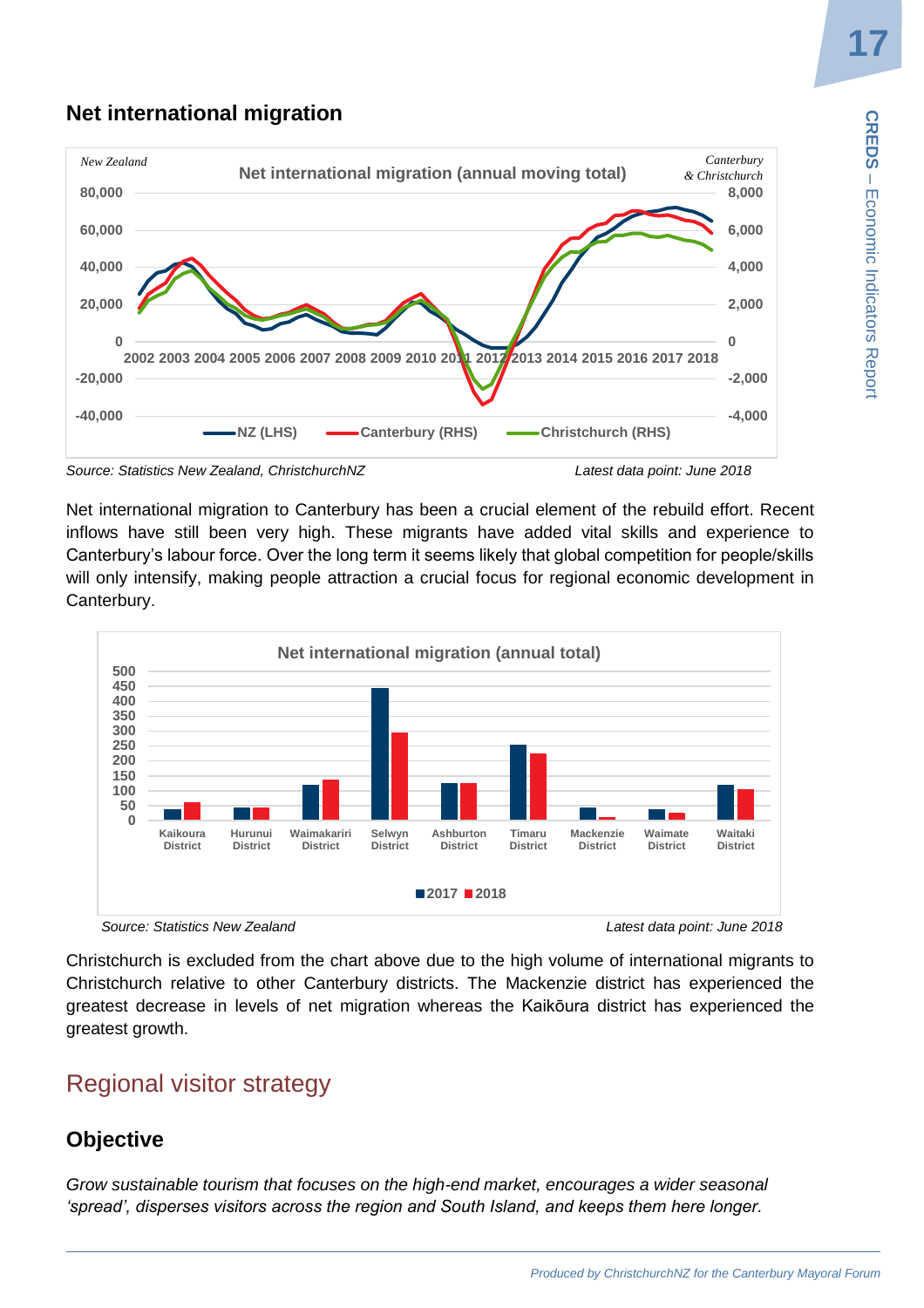## Net international migration

Source: Statistics New Zealand, ChristchurchNZ

Latest data point: June 2018

Net international migration to Canterbury has been a crucial element of the rebuild effort. Recent inflows have still been very high. These migrants have added vital skills and experience to Canterbury's labour force. Over the long term it seems likely that global competition for people/skills will only intensify, making people attraction a crucial focus for regional economic development in Canterbury.

Source: Statistics New Zealand

Latest data point: June 2018

Christchurch is excluded from the chart above due to the high volume of international migrants to Christchurch relative to other Canterbury districts. The Mackenzie district has experienced the greatest decrease in levels of net migration whereas the Kaikōura district has experienced the greatest growth.

# Regional visitor strategy

## Objective

*Grow sustainable tourism that focuses on the high-end market, encourages a wider seasonal 'spread', disperses visitors across the region and South Island, and keeps them here longer.*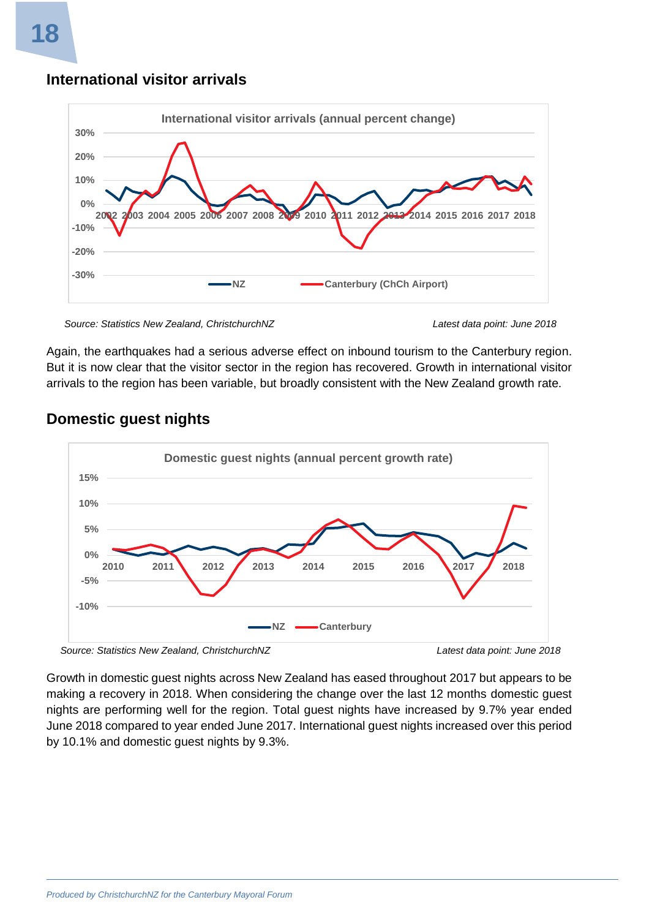## International visitor arrivals

Source: Statistics New Zealand, ChristchurchNZ

Latest data point: June 2018

Again, the earthquakes had a serious adverse effect on inbound tourism to the Canterbury region. But it is now clear that the visitor sector in the region has recovered. Growth in international visitor arrivals to the region has been variable, but broadly consistent with the New Zealand growth rate.

## Domestic guest nights

Source: Statistics New Zealand, ChristchurchNZ

Latest data point: June 2018

Growth in domestic guest nights across New Zealand has eased throughout 2017 but appears to be making a recovery in 2018. When considering the change over the last 12 months domestic guest nights are performing well for the region. Total guest nights have increased by 9.7% year ended June 2018 compared to year ended June 2017. International guest nights increased over this period by 10.1% and domestic guest nights by 9.3%.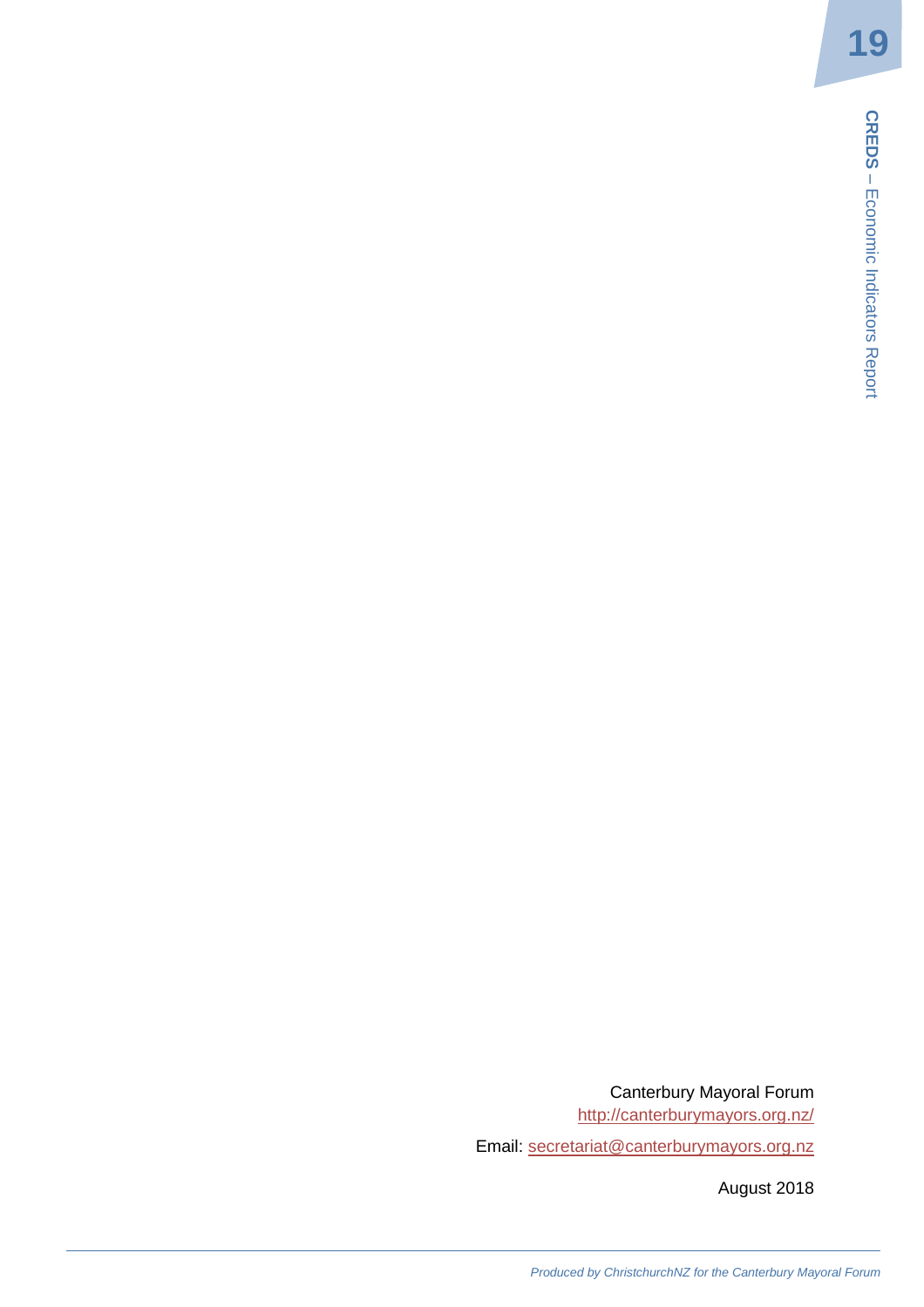Canterbury Mayoral Forum

http://canterburymayors.org.nz/

Email: secretariat@canterburymayors.org.nz

August 2018